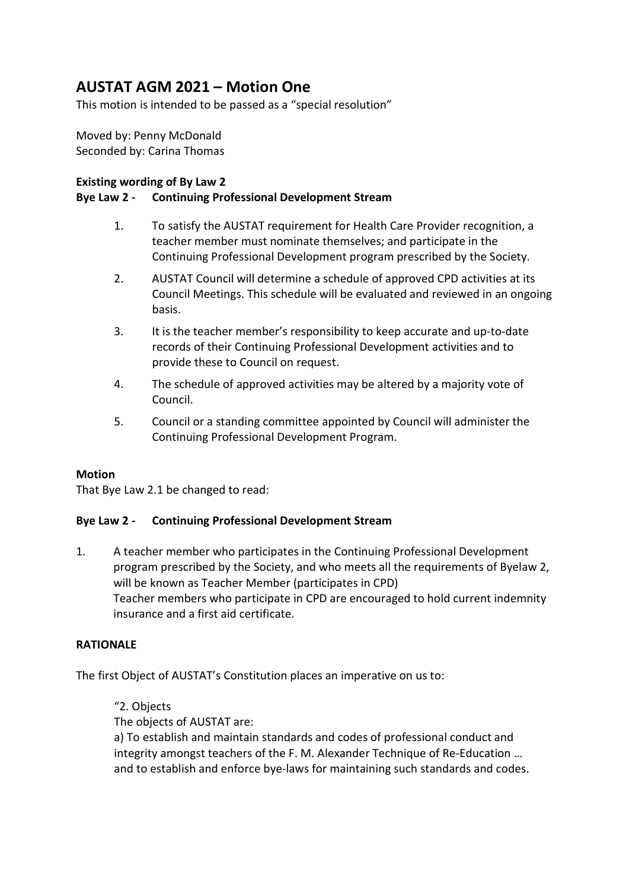# AUSTAT AGM 2021 – Motion One

This motion is intended to be passed as a "special resolution"

Moved by: Penny McDonald
Seconded by: Carina Thomas

**Existing wording of By Law 2**
**Bye Law 2 - Continuing Professional Development Stream**

1. To satisfy the AUSTAT requirement for Health Care Provider recognition, a teacher member must nominate themselves; and participate in the Continuing Professional Development program prescribed by the Society.
2. AUSTAT Council will determine a schedule of approved CPD activities at its Council Meetings. This schedule will be evaluated and reviewed in an ongoing basis.
3. It is the teacher member's responsibility to keep accurate and up-to-date records of their Continuing Professional Development activities and to provide these to Council on request.
4. The schedule of approved activities may be altered by a majority vote of Council.
5. Council or a standing committee appointed by Council will administer the Continuing Professional Development Program.

**Motion**
That Bye Law 2.1 be changed to read:

**Bye Law 2 - Continuing Professional Development Stream**

1. A teacher member who participates in the Continuing Professional Development program prescribed by the Society, and who meets all the requirements of Byelaw 2, will be known as Teacher Member (participates in CPD)
   Teacher members who participate in CPD are encouraged to hold current indemnity insurance and a first aid certificate.

**RATIONALE**

The first Object of AUSTAT's Constitution places an imperative on us to:

> "2. Objects
> The objects of AUSTAT are:
> a) To establish and maintain standards and codes of professional conduct and integrity amongst teachers of the F. M. Alexander Technique of Re-Education … and to establish and enforce bye-laws for maintaining such standards and codes.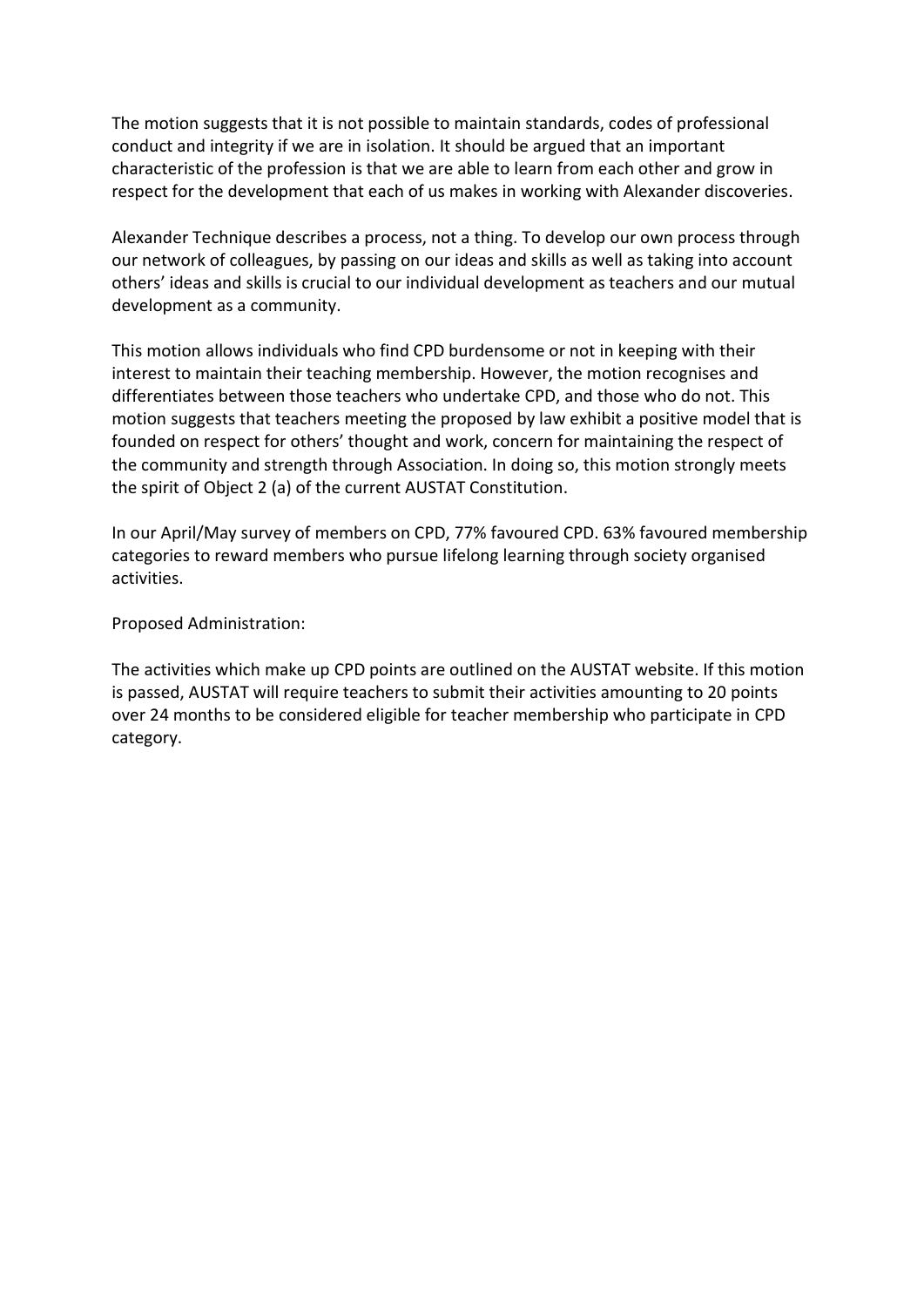The motion suggests that it is not possible to maintain standards, codes of professional conduct and integrity if we are in isolation. It should be argued that an important characteristic of the profession is that we are able to learn from each other and grow in respect for the development that each of us makes in working with Alexander discoveries.

Alexander Technique describes a process, not a thing. To develop our own process through our network of colleagues, by passing on our ideas and skills as well as taking into account others' ideas and skills is crucial to our individual development as teachers and our mutual development as a community.

This motion allows individuals who find CPD burdensome or not in keeping with their interest to maintain their teaching membership. However, the motion recognises and differentiates between those teachers who undertake CPD, and those who do not. This motion suggests that teachers meeting the proposed by law exhibit a positive model that is founded on respect for others' thought and work, concern for maintaining the respect of the community and strength through Association. In doing so, this motion strongly meets the spirit of Object 2 (a) of the current AUSTAT Constitution.

In our April/May survey of members on CPD, 77% favoured CPD. 63% favoured membership categories to reward members who pursue lifelong learning through society organised activities.

Proposed Administration:

The activities which make up CPD points are outlined on the AUSTAT website. If this motion is passed, AUSTAT will require teachers to submit their activities amounting to 20 points over 24 months to be considered eligible for teacher membership who participate in CPD category.